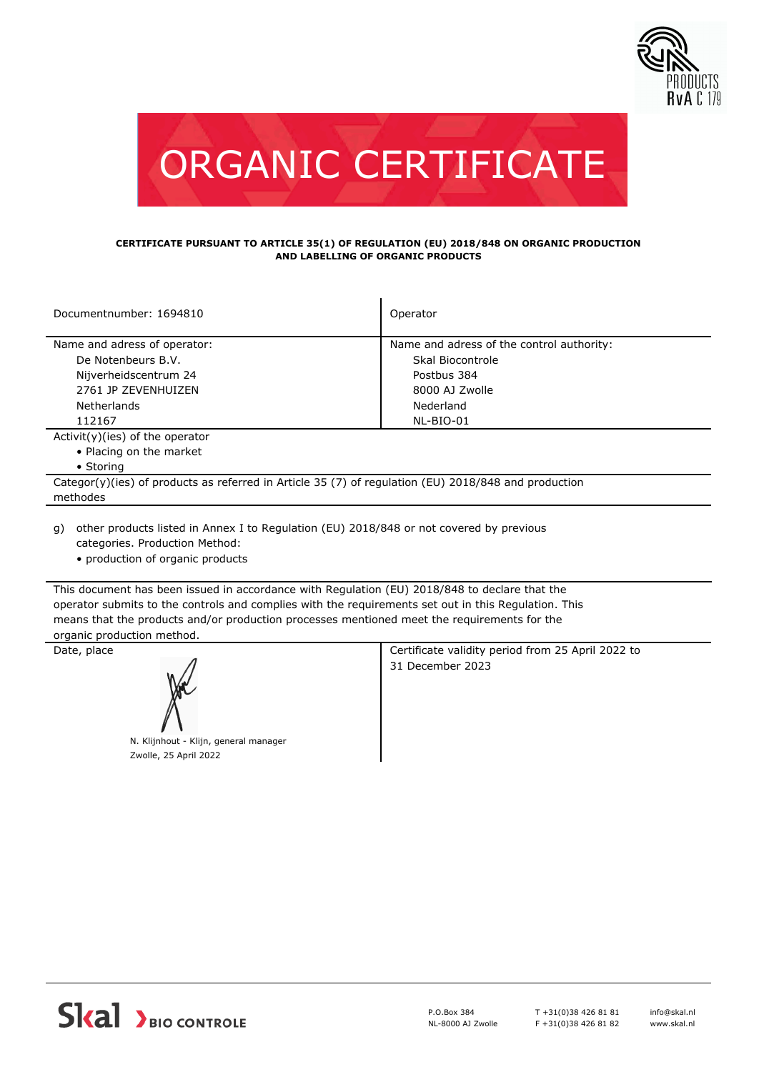# ORGANIC CERTIFICATE

**CERTIFICATE PURSUANT TO ARTICLE 35(1) OF REGULATION (EU) 2018/848 ON ORGANIC PRODUCTION AND LABELLING OF ORGANIC PRODUCTS**

| Documentnumber: 1694810 | Operator |
|---|---|
| Name and adress of operator:<br>De Notenbeurs B.V.<br>Nijverheidscentrum 24<br>2761 JP ZEVENHUIZEN<br>Netherlands<br>112167 | Name and adress of the control authority:<br>Skal Biocontrole<br>Postbus 384<br>8000 AJ Zwolle<br>Nederland<br>NL-BIO-01 |

Activit(y)(ies) of the operator

- Placing on the market
- Storing

Categor(y)(ies) of products as referred in Article 35 (7) of regulation (EU) 2018/848 and production methodes

g) other products listed in Annex I to Regulation (EU) 2018/848 or not covered by previous categories. Production Method:
- production of organic products

This document has been issued in accordance with Regulation (EU) 2018/848 to declare that the operator submits to the controls and complies with the requirements set out in this Regulation. This means that the products and/or production processes mentioned meet the requirements for the organic production method.

| Date, place | Certificate validity period from 25 April 2022 to 31 December 2023 |
|---|---|
| N. Klijnhout - Klijn, general manager<br>Zwolle, 25 April 2022 | |

Skal BIO CONTROLE

P.O.Box 384
NL-8000 AJ Zwolle

T +31(0)38 426 81 81
F +31(0)38 426 81 82

info@skal.nl
www.skal.nl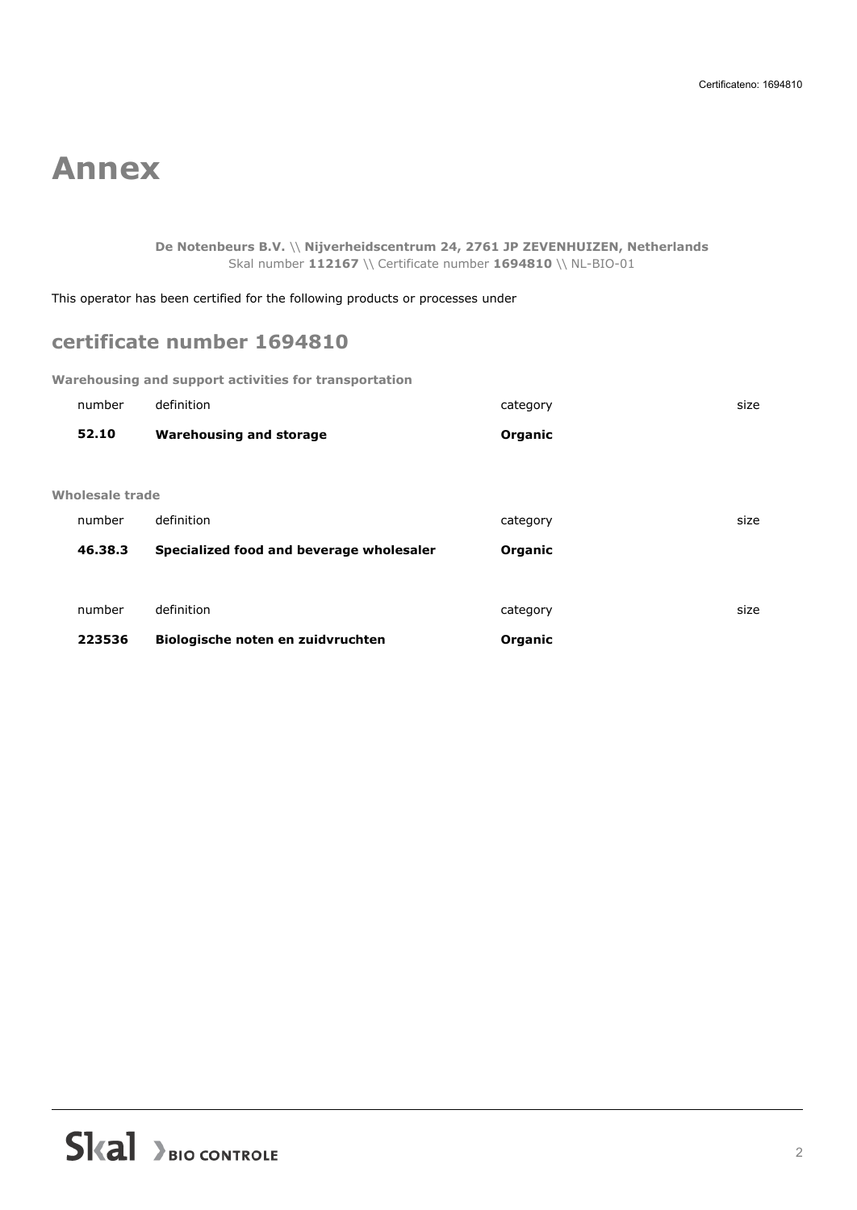# Annex

**De Notenbeurs B.V.** \\ **Nijverheidscentrum 24, 2761 JP ZEVENHUIZEN, Netherlands**
Skal number **112167** \\ Certificate number **1694810** \\ NL-BIO-01

This operator has been certified for the following products or processes under

## certificate number 1694810

### Warehousing and support activities for transportation

| number | definition | category | size |
|---|---|---|---|
| **52.10** | **Warehousing and storage** | **Organic** | |

### Wholesale trade

| number | definition | category | size |
|---|---|---|---|
| **46.38.3** | **Specialized food and beverage wholesaler** | **Organic** | |

| number | definition | category | size |
|---|---|---|---|
| **223536** | **Biologische noten en zuidvruchten** | **Organic** | |